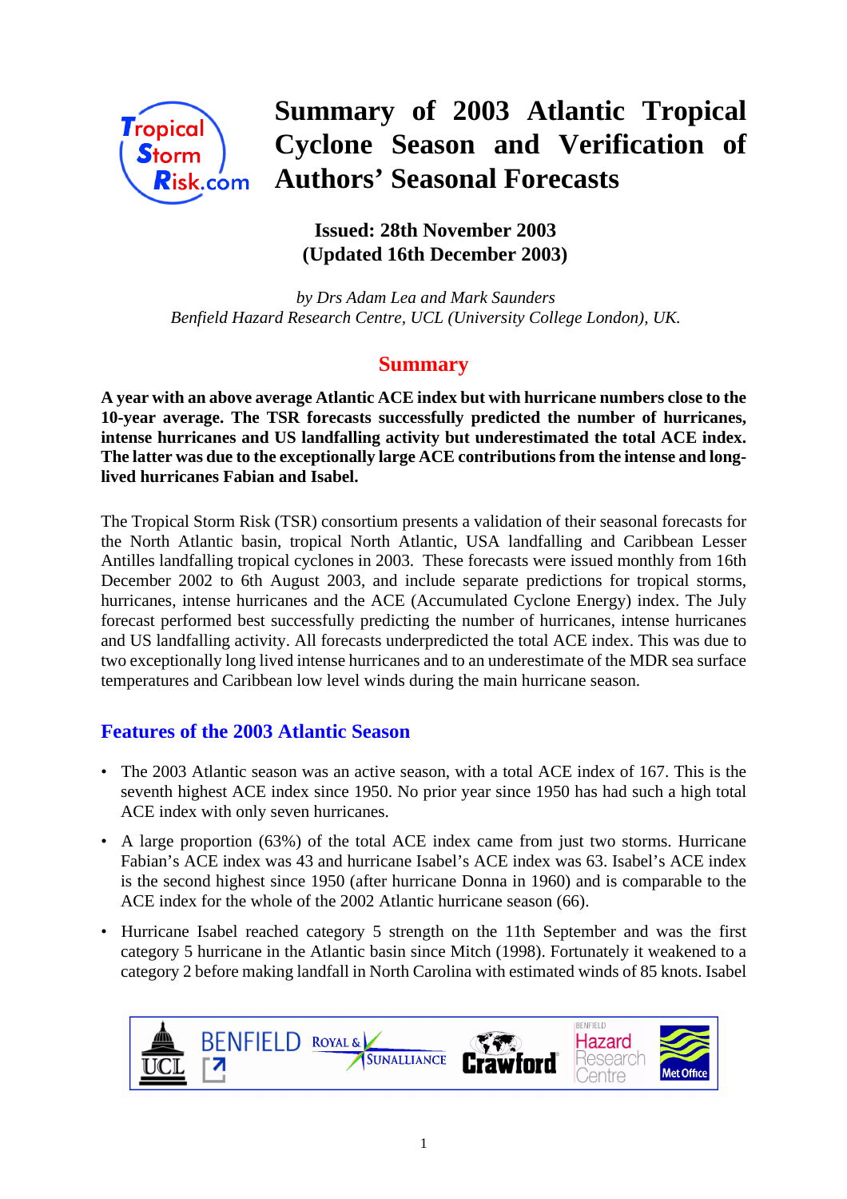# Summary of 2003 Atlantic Tropical Cyclone Season and Verification of Authors' Seasonal Forecasts

**Issued: 28th November 2003**
**(Updated 16th December 2003)**

*by Drs Adam Lea and Mark Saunders*
*Benfield Hazard Research Centre, UCL (University College London), UK.*

## Summary

**A year with an above average Atlantic ACE index but with hurricane numbers close to the 10-year average. The TSR forecasts successfully predicted the number of hurricanes, intense hurricanes and US landfalling activity but underestimated the total ACE index. The latter was due to the exceptionally large ACE contributions from the intense and long-lived hurricanes Fabian and Isabel.**

The Tropical Storm Risk (TSR) consortium presents a validation of their seasonal forecasts for the North Atlantic basin, tropical North Atlantic, USA landfalling and Caribbean Lesser Antilles landfalling tropical cyclones in 2003. These forecasts were issued monthly from 16th December 2002 to 6th August 2003, and include separate predictions for tropical storms, hurricanes, intense hurricanes and the ACE (Accumulated Cyclone Energy) index. The July forecast performed best successfully predicting the number of hurricanes, intense hurricanes and US landfalling activity. All forecasts underpredicted the total ACE index. This was due to two exceptionally long lived intense hurricanes and to an underestimate of the MDR sea surface temperatures and Caribbean low level winds during the main hurricane season.

## Features of the 2003 Atlantic Season

- The 2003 Atlantic season was an active season, with a total ACE index of 167. This is the seventh highest ACE index since 1950. No prior year since 1950 has had such a high total ACE index with only seven hurricanes.
- A large proportion (63%) of the total ACE index came from just two storms. Hurricane Fabian's ACE index was 43 and hurricane Isabel's ACE index was 63. Isabel's ACE index is the second highest since 1950 (after hurricane Donna in 1960) and is comparable to the ACE index for the whole of the 2002 Atlantic hurricane season (66).
- Hurricane Isabel reached category 5 strength on the 11th September and was the first category 5 hurricane in the Atlantic basin since Mitch (1998). Fortunately it weakened to a category 2 before making landfall in North Carolina with estimated winds of 85 knots. Isabel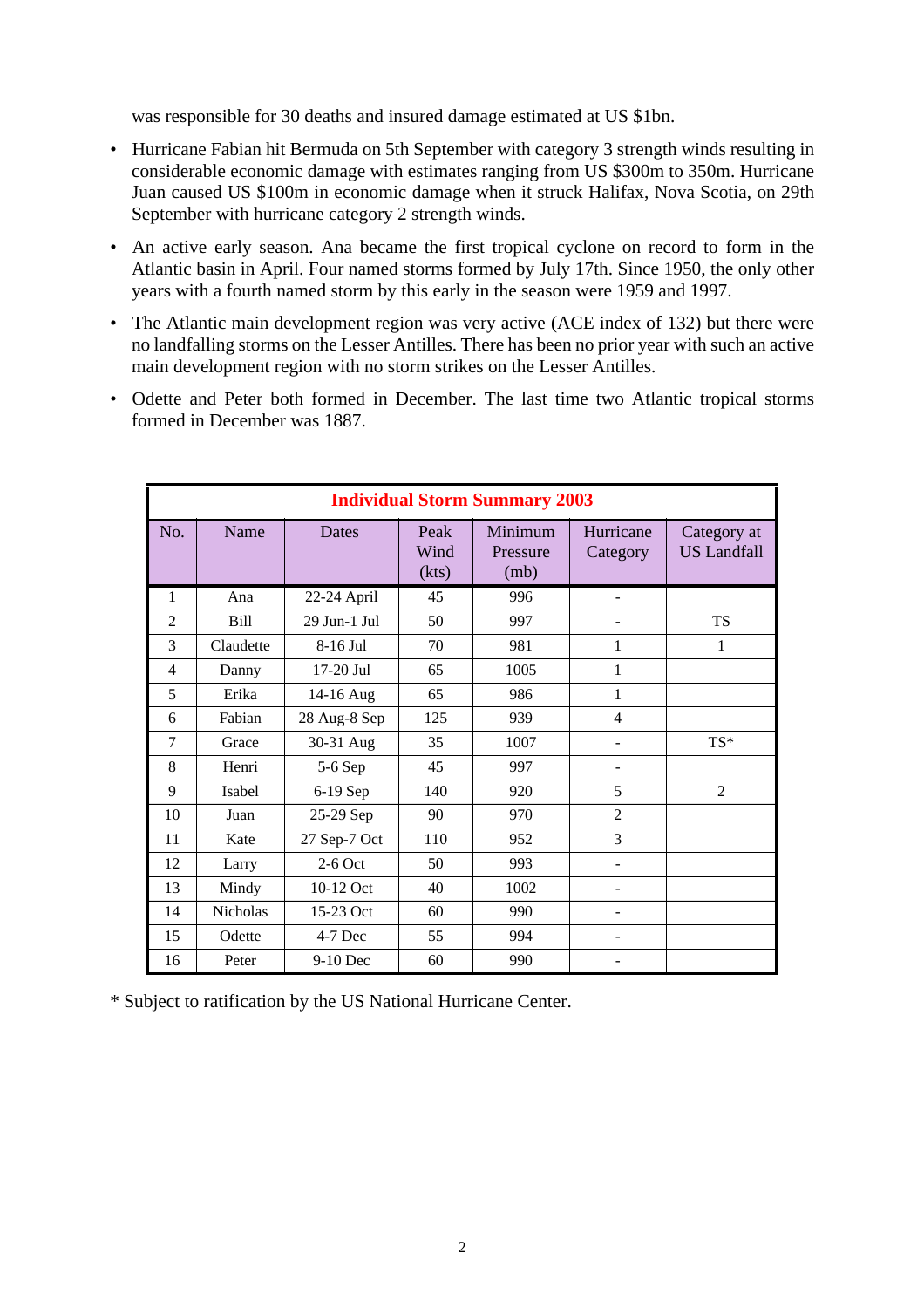was responsible for 30 deaths and insured damage estimated at US $1bn.

- Hurricane Fabian hit Bermuda on 5th September with category 3 strength winds resulting in considerable economic damage with estimates ranging from US $300m to 350m. Hurricane Juan caused US $100m in economic damage when it struck Halifax, Nova Scotia, on 29th September with hurricane category 2 strength winds.
- An active early season. Ana became the first tropical cyclone on record to form in the Atlantic basin in April. Four named storms formed by July 17th. Since 1950, the only other years with a fourth named storm by this early in the season were 1959 and 1997.
- The Atlantic main development region was very active (ACE index of 132) but there were no landfalling storms on the Lesser Antilles. There has been no prior year with such an active main development region with no storm strikes on the Lesser Antilles.
- Odette and Peter both formed in December. The last time two Atlantic tropical storms formed in December was 1887.

**Individual Storm Summary 2003**

| No. | Name | Dates | Peak Wind (kts) | Minimum Pressure (mb) | Hurricane Category | Category at US Landfall |
|---|---|---|---|---|---|---|
| 1 | Ana | 22-24 April | 45 | 996 | - | |
| 2 | Bill | 29 Jun-1 Jul | 50 | 997 | - | TS |
| 3 | Claudette | 8-16 Jul | 70 | 981 | 1 | 1 |
| 4 | Danny | 17-20 Jul | 65 | 1005 | 1 | |
| 5 | Erika | 14-16 Aug | 65 | 986 | 1 | |
| 6 | Fabian | 28 Aug-8 Sep | 125 | 939 | 4 | |
| 7 | Grace | 30-31 Aug | 35 | 1007 | - | TS* |
| 8 | Henri | 5-6 Sep | 45 | 997 | - | |
| 9 | Isabel | 6-19 Sep | 140 | 920 | 5 | 2 |
| 10 | Juan | 25-29 Sep | 90 | 970 | 2 | |
| 11 | Kate | 27 Sep-7 Oct | 110 | 952 | 3 | |
| 12 | Larry | 2-6 Oct | 50 | 993 | - | |
| 13 | Mindy | 10-12 Oct | 40 | 1002 | - | |
| 14 | Nicholas | 15-23 Oct | 60 | 990 | - | |
| 15 | Odette | 4-7 Dec | 55 | 994 | - | |
| 16 | Peter | 9-10 Dec | 60 | 990 | - | |

* Subject to ratification by the US National Hurricane Center.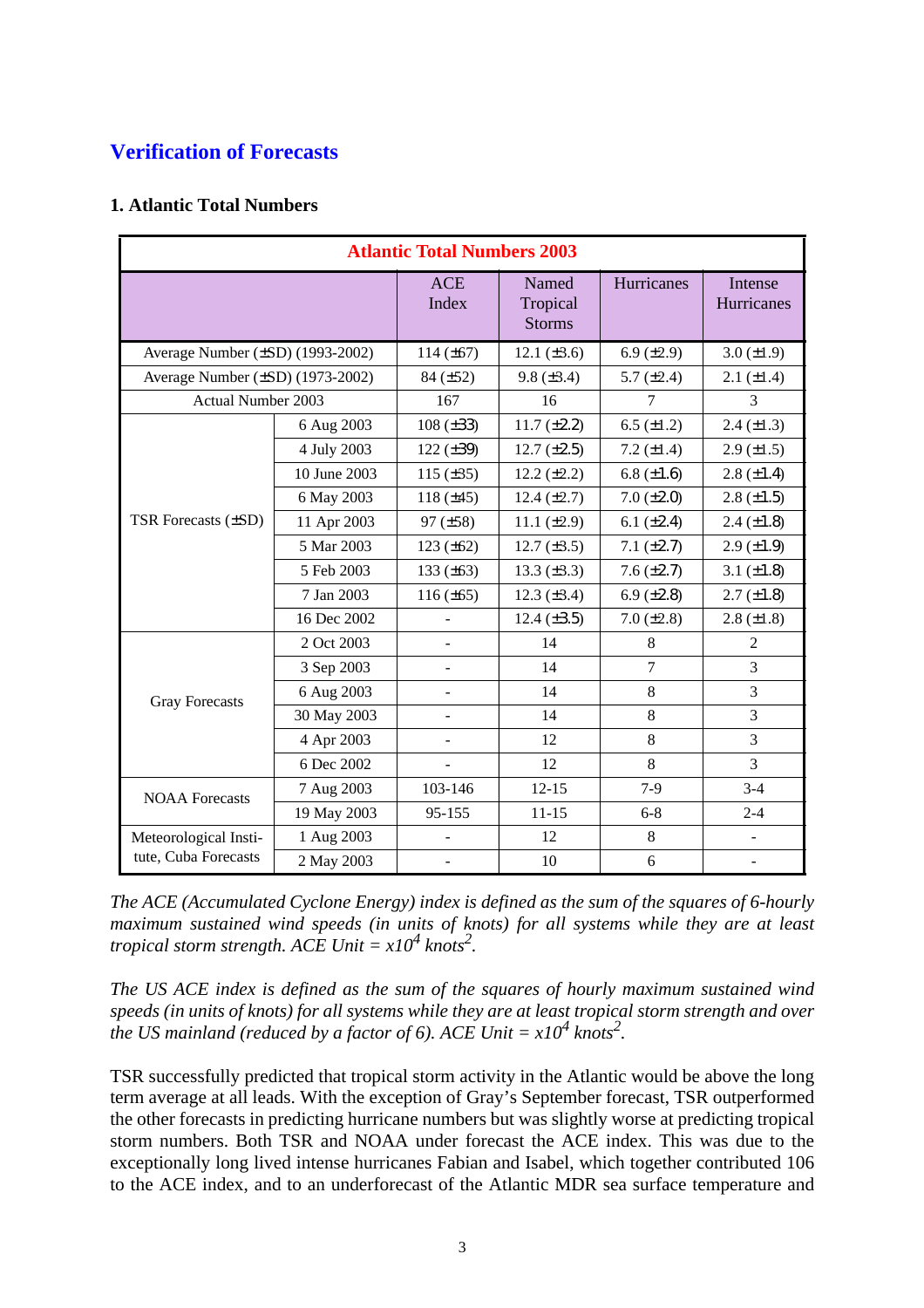## Verification of Forecasts

### 1. Atlantic Total Numbers

| Atlantic Total Numbers 2003 | | | | | |
|---|---|---|---|---|---|
| | | ACE Index | Named Tropical Storms | Hurricanes | Intense Hurricanes |
| Average Number (±SD) (1993-2002) | | 114 (±67) | 12.1 (±3.6) | 6.9 (±2.9) | 3.0 (±1.9) |
| Average Number (±SD) (1973-2002) | | 84 (±52) | 9.8 (±3.4) | 5.7 (±2.4) | 2.1 (±1.4) |
| Actual Number 2003 | | 167 | 16 | 7 | 3 |
| TSR Forecasts (±SD) | 6 Aug 2003 | 108 (±33) | 11.7 (±2.2) | 6.5 (±1.2) | 2.4 (±1.3) |
| | 4 July 2003 | 122 (±39) | 12.7 (±2.5) | 7.2 (±1.4) | 2.9 (±1.5) |
| | 10 June 2003 | 115 (±35) | 12.2 (±2.2) | 6.8 (±1.6) | 2.8 (±1.4) |
| | 6 May 2003 | 118 (±45) | 12.4 (±2.7) | 7.0 (±2.0) | 2.8 (±1.5) |
| | 11 Apr 2003 | 97 (±58) | 11.1 (±2.9) | 6.1 (±2.4) | 2.4 (±1.8) |
| | 5 Mar 2003 | 123 (±62) | 12.7 (±3.5) | 7.1 (±2.7) | 2.9 (±1.9) |
| | 5 Feb 2003 | 133 (±63) | 13.3 (±3.3) | 7.6 (±2.7) | 3.1 (±1.8) |
| | 7 Jan 2003 | 116 (±65) | 12.3 (±3.4) | 6.9 (±2.8) | 2.7 (±1.8) |
| | 16 Dec 2002 | - | 12.4 (±3.5) | 7.0 (±2.8) | 2.8 (±1.8) |
| Gray Forecasts | 2 Oct 2003 | - | 14 | 8 | 2 |
| | 3 Sep 2003 | - | 14 | 7 | 3 |
| | 6 Aug 2003 | - | 14 | 8 | 3 |
| | 30 May 2003 | - | 14 | 8 | 3 |
| | 4 Apr 2003 | - | 12 | 8 | 3 |
| | 6 Dec 2002 | - | 12 | 8 | 3 |
| NOAA Forecasts | 7 Aug 2003 | 103-146 | 12-15 | 7-9 | 3-4 |
| | 19 May 2003 | 95-155 | 11-15 | 6-8 | 2-4 |
| Meteorological Institute, Cuba Forecasts | 1 Aug 2003 | - | 12 | 8 | - |
| | 2 May 2003 | - | 10 | 6 | - |

*The ACE (Accumulated Cyclone Energy) index is defined as the sum of the squares of 6-hourly maximum sustained wind speeds (in units of knots) for all systems while they are at least tropical storm strength. ACE Unit = $x10^4$ knots$^2$.*

*The US ACE index is defined as the sum of the squares of hourly maximum sustained wind speeds (in units of knots) for all systems while they are at least tropical storm strength and over the US mainland (reduced by a factor of 6). ACE Unit = $x10^4$ knots$^2$.*

TSR successfully predicted that tropical storm activity in the Atlantic would be above the long term average at all leads. With the exception of Gray's September forecast, TSR outperformed the other forecasts in predicting hurricane numbers but was slightly worse at predicting tropical storm numbers. Both TSR and NOAA under forecast the ACE index. This was due to the exceptionally long lived intense hurricanes Fabian and Isabel, which together contributed 106 to the ACE index, and to an underforecast of the Atlantic MDR sea surface temperature and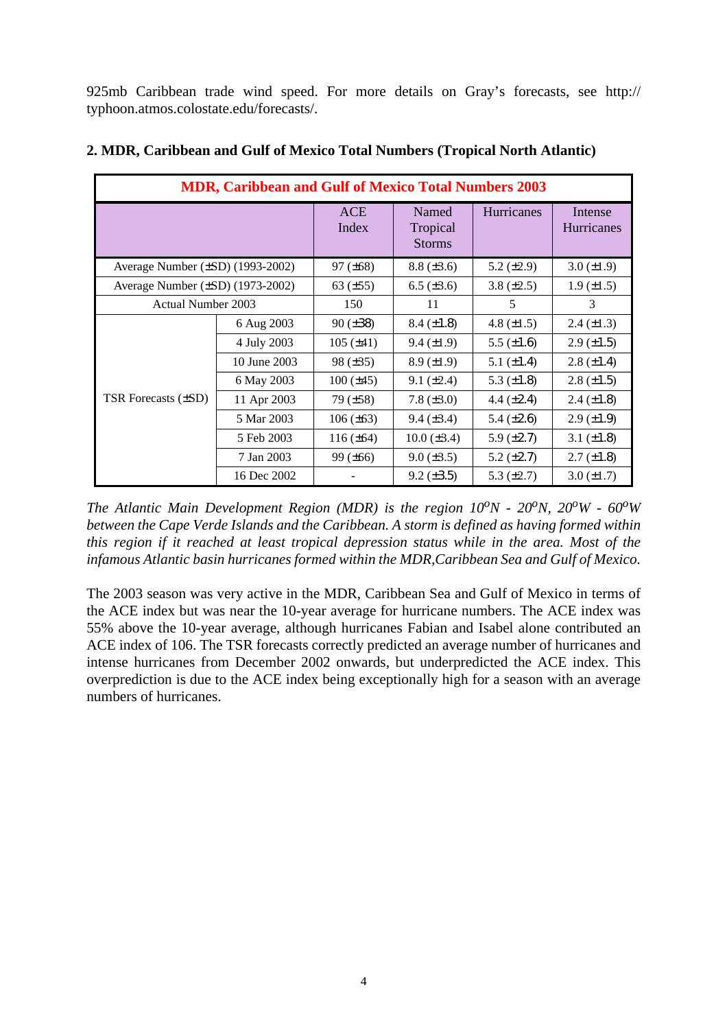925mb Caribbean trade wind speed. For more details on Gray's forecasts, see http:// typhoon.atmos.colostate.edu/forecasts/.

## 2. MDR, Caribbean and Gulf of Mexico Total Numbers (Tropical North Atlantic)

| MDR, Caribbean and Gulf of Mexico Total Numbers 2003 | | | | | |
|---|---|---|---|---|---|
| | | ACE Index | Named Tropical Storms | Hurricanes | Intense Hurricanes |
| Average Number (±SD) (1993-2002) | | 97 (±68) | 8.8 (±3.6) | 5.2 (±2.9) | 3.0 (±1.9) |
| Average Number (±SD) (1973-2002) | | 63 (±55) | 6.5 (±3.6) | 3.8 (±2.5) | 1.9 (±1.5) |
| Actual Number 2003 | | 150 | 11 | 5 | 3 |
| TSR Forecasts (±SD) | 6 Aug 2003 | 90 (±38) | 8.4 (±1.8) | 4.8 (±1.5) | 2.4 (±1.3) |
| | 4 July 2003 | 105 (±41) | 9.4 (±1.9) | 5.5 (±1.6) | 2.9 (±1.5) |
| | 10 June 2003 | 98 (±35) | 8.9 (±1.9) | 5.1 (±1.4) | 2.8 (±1.4) |
| | 6 May 2003 | 100 (±45) | 9.1 (±2.4) | 5.3 (±1.8) | 2.8 (±1.5) |
| | 11 Apr 2003 | 79 (±58) | 7.8 (±3.0) | 4.4 (±2.4) | 2.4 (±1.8) |
| | 5 Mar 2003 | 106 (±63) | 9.4 (±3.4) | 5.4 (±2.6) | 2.9 (±1.9) |
| | 5 Feb 2003 | 116 (±64) | 10.0 (±3.4) | 5.9 (±2.7) | 3.1 (±1.8) |
| | 7 Jan 2003 | 99 (±66) | 9.0 (±3.5) | 5.2 (±2.7) | 2.7 (±1.8) |
| | 16 Dec 2002 | - | 9.2 (±3.5) | 5.3 (±2.7) | 3.0 (±1.7) |

*The Atlantic Main Development Region (MDR) is the region $10^oN$ - $20^oN$, $20^oW$ - $60^oW$ between the Cape Verde Islands and the Caribbean. A storm is defined as having formed within this region if it reached at least tropical depression status while in the area. Most of the infamous Atlantic basin hurricanes formed within the MDR,Caribbean Sea and Gulf of Mexico.*

The 2003 season was very active in the MDR, Caribbean Sea and Gulf of Mexico in terms of the ACE index but was near the 10-year average for hurricane numbers. The ACE index was 55% above the 10-year average, although hurricanes Fabian and Isabel alone contributed an ACE index of 106. The TSR forecasts correctly predicted an average number of hurricanes and intense hurricanes from December 2002 onwards, but underpredicted the ACE index. This overprediction is due to the ACE index being exceptionally high for a season with an average numbers of hurricanes.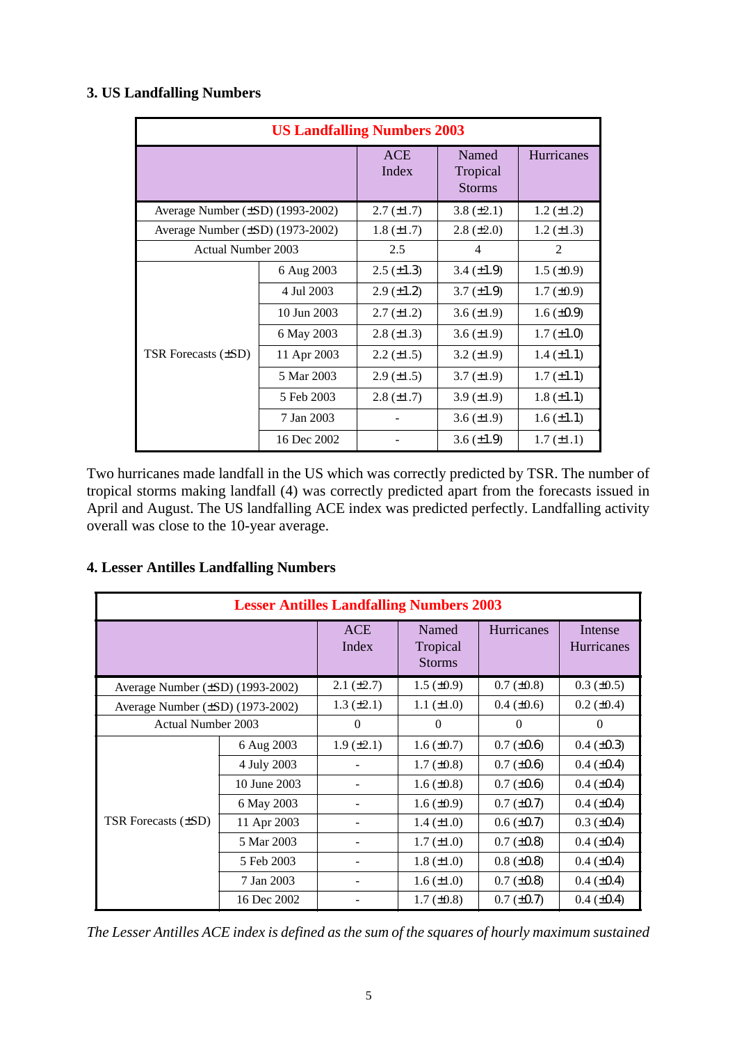### 3. US Landfalling Numbers

| US Landfalling Numbers 2003 | | | | |
|---|---|---|---|---|
| | | ACE Index | Named Tropical Storms | Hurricanes |
| Average Number (±SD) (1993-2002) | | 2.7 (±1.7) | 3.8 (±2.1) | 1.2 (±1.2) |
| Average Number (±SD) (1973-2002) | | 1.8 (±1.7) | 2.8 (±2.0) | 1.2 (±1.3) |
| Actual Number 2003 | | 2.5 | 4 | 2 |
| TSR Forecasts (±SD) | 6 Aug 2003 | 2.5 (±1.3) | 3.4 (±1.9) | 1.5 (±0.9) |
| | 4 Jul 2003 | 2.9 (±1.2) | 3.7 (±1.9) | 1.7 (±0.9) |
| | 10 Jun 2003 | 2.7 (±1.2) | 3.6 (±1.9) | 1.6 (±0.9) |
| | 6 May 2003 | 2.8 (±1.3) | 3.6 (±1.9) | 1.7 (±1.0) |
| | 11 Apr 2003 | 2.2 (±1.5) | 3.2 (±1.9) | 1.4 (±1.1) |
| | 5 Mar 2003 | 2.9 (±1.5) | 3.7 (±1.9) | 1.7 (±1.1) |
| | 5 Feb 2003 | 2.8 (±1.7) | 3.9 (±1.9) | 1.8 (±1.1) |
| | 7 Jan 2003 | - | 3.6 (±1.9) | 1.6 (±1.1) |
| | 16 Dec 2002 | - | 3.6 (±1.9) | 1.7 (±1.1) |

Two hurricanes made landfall in the US which was correctly predicted by TSR. The number of tropical storms making landfall (4) was correctly predicted apart from the forecasts issued in April and August. The US landfalling ACE index was predicted perfectly. Landfalling activity overall was close to the 10-year average.

### 4. Lesser Antilles Landfalling Numbers

| Lesser Antilles Landfalling Numbers 2003 | | | | | |
|---|---|---|---|---|---|
| | | ACE Index | Named Tropical Storms | Hurricanes | Intense Hurricanes |
| Average Number (±SD) (1993-2002) | | 2.1 (±2.7) | 1.5 (±0.9) | 0.7 (±0.8) | 0.3 (±0.5) |
| Average Number (±SD) (1973-2002) | | 1.3 (±2.1) | 1.1 (±1.0) | 0.4 (±0.6) | 0.2 (±0.4) |
| Actual Number 2003 | | 0 | 0 | 0 | 0 |
| TSR Forecasts (±SD) | 6 Aug 2003 | 1.9 (±2.1) | 1.6 (±0.7) | 0.7 (±0.6) | 0.4 (±0.3) |
| | 4 July 2003 | - | 1.7 (±0.8) | 0.7 (±0.6) | 0.4 (±0.4) |
| | 10 June 2003 | - | 1.6 (±0.8) | 0.7 (±0.6) | 0.4 (±0.4) |
| | 6 May 2003 | - | 1.6 (±0.9) | 0.7 (±0.7) | 0.4 (±0.4) |
| | 11 Apr 2003 | - | 1.4 (±1.0) | 0.6 (±0.7) | 0.3 (±0.4) |
| | 5 Mar 2003 | - | 1.7 (±1.0) | 0.7 (±0.8) | 0.4 (±0.4) |
| | 5 Feb 2003 | - | 1.8 (±1.0) | 0.8 (±0.8) | 0.4 (±0.4) |
| | 7 Jan 2003 | - | 1.6 (±1.0) | 0.7 (±0.8) | 0.4 (±0.4) |
| | 16 Dec 2002 | - | 1.7 (±0.8) | 0.7 (±0.7) | 0.4 (±0.4) |

*The Lesser Antilles ACE index is defined as the sum of the squares of hourly maximum sustained*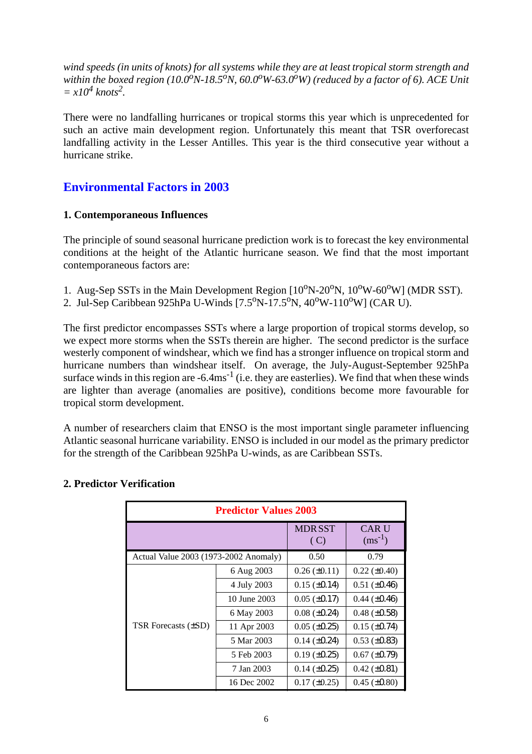*wind speeds (in units of knots) for all systems while they are at least tropical storm strength and within the boxed region (10.0$^o$N-18.5$^o$N, 60.0$^o$W-63.0$^o$W) (reduced by a factor of 6). ACE Unit = x10$^4$ knots$^2$.*

There were no landfalling hurricanes or tropical storms this year which is unprecedented for such an active main development region. Unfortunately this meant that TSR overforecast landfalling activity in the Lesser Antilles. This year is the third consecutive year without a hurricane strike.

## Environmental Factors in 2003

### 1. Contemporaneous Influences

The principle of sound seasonal hurricane prediction work is to forecast the key environmental conditions at the height of the Atlantic hurricane season. We find that the most important contemporaneous factors are:

1. Aug-Sep SSTs in the Main Development Region [10$^o$N-20$^o$N, 10$^o$W-60$^o$W] (MDR SST).
2. Jul-Sep Caribbean 925hPa U-Winds [7.5$^o$N-17.5$^o$N, 40$^o$W-110$^o$W] (CAR U).

The first predictor encompasses SSTs where a large proportion of tropical storms develop, so we expect more storms when the SSTs therein are higher. The second predictor is the surface westerly component of windshear, which we find has a stronger influence on tropical storm and hurricane numbers than windshear itself. On average, the July-August-September 925hPa surface winds in this region are -6.4ms$^{-1}$ (i.e. they are easterlies). We find that when these winds are lighter than average (anomalies are positive), conditions become more favourable for tropical storm development.

A number of researchers claim that ENSO is the most important single parameter influencing Atlantic seasonal hurricane variability. ENSO is included in our model as the primary predictor for the strength of the Caribbean 925hPa U-winds, as are Caribbean SSTs.

### 2. Predictor Verification

| Predictor Values 2003 | | | |
|---|---|---|---|
| | | MDR SST (C) | CAR U (ms$^{-1}$) |
| Actual Value 2003 (1973-2002 Anomaly) | | 0.50 | 0.79 |
| TSR Forecasts (±SD) | 6 Aug 2003 | 0.26 (±0.11) | 0.22 (±0.40) |
| | 4 July 2003 | 0.15 (±0.14) | 0.51 (±0.46) |
| | 10 June 2003 | 0.05 (±0.17) | 0.44 (±0.46) |
| | 6 May 2003 | 0.08 (±0.24) | 0.48 (±0.58) |
| | 11 Apr 2003 | 0.05 (±0.25) | 0.15 (±0.74) |
| | 5 Mar 2003 | 0.14 (±0.24) | 0.53 (±0.83) |
| | 5 Feb 2003 | 0.19 (±0.25) | 0.67 (±0.79) |
| | 7 Jan 2003 | 0.14 (±0.25) | 0.42 (±0.81) |
| | 16 Dec 2002 | 0.17 (±0.25) | 0.45 (±0.80) |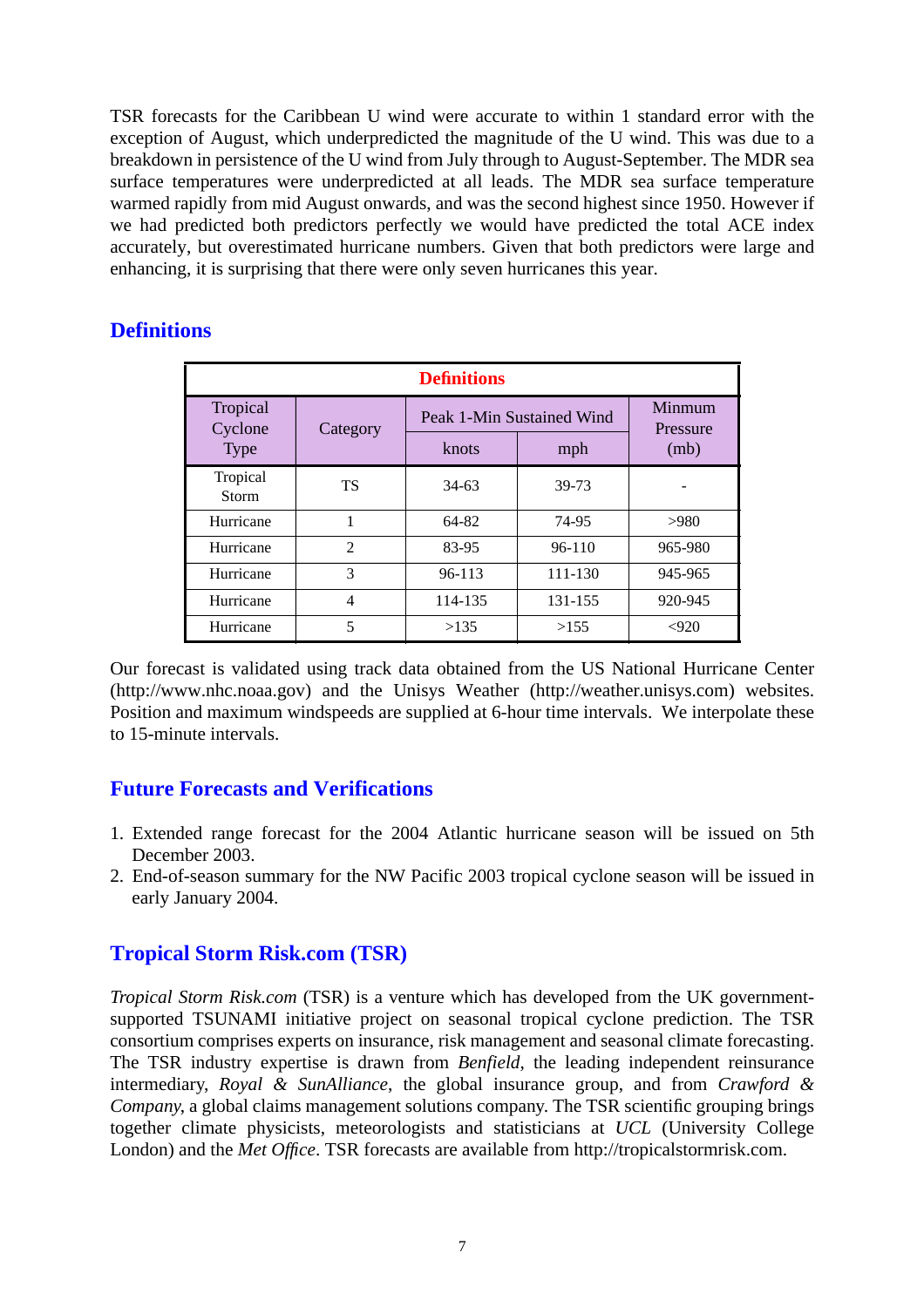TSR forecasts for the Caribbean U wind were accurate to within 1 standard error with the exception of August, which underpredicted the magnitude of the U wind. This was due to a breakdown in persistence of the U wind from July through to August-September. The MDR sea surface temperatures were underpredicted at all leads. The MDR sea surface temperature warmed rapidly from mid August onwards, and was the second highest since 1950. However if we had predicted both predictors perfectly we would have predicted the total ACE index accurately, but overestimated hurricane numbers. Given that both predictors were large and enhancing, it is surprising that there were only seven hurricanes this year.

## Definitions

**Definitions**

| Tropical Cyclone Type | Category | Peak 1-Min Sustained Wind | | Minmum Pressure (mb) |
|---|---|---|---|---|
| | | knots | mph | |
| Tropical Storm | TS | 34-63 | 39-73 | - |
| Hurricane | 1 | 64-82 | 74-95 | >980 |
| Hurricane | 2 | 83-95 | 96-110 | 965-980 |
| Hurricane | 3 | 96-113 | 111-130 | 945-965 |
| Hurricane | 4 | 114-135 | 131-155 | 920-945 |
| Hurricane | 5 | >135 | >155 | <920 |

Our forecast is validated using track data obtained from the US National Hurricane Center (http://www.nhc.noaa.gov) and the Unisys Weather (http://weather.unisys.com) websites. Position and maximum windspeeds are supplied at 6-hour time intervals. We interpolate these to 15-minute intervals.

## Future Forecasts and Verifications

1. Extended range forecast for the 2004 Atlantic hurricane season will be issued on 5th December 2003.
2. End-of-season summary for the NW Pacific 2003 tropical cyclone season will be issued in early January 2004.

## Tropical Storm Risk.com (TSR)

*Tropical Storm Risk.com* (TSR) is a venture which has developed from the UK government-supported TSUNAMI initiative project on seasonal tropical cyclone prediction. The TSR consortium comprises experts on insurance, risk management and seasonal climate forecasting. The TSR industry expertise is drawn from *Benfield*, the leading independent reinsurance intermediary, *Royal & SunAlliance*, the global insurance group, and from *Crawford & Company*, a global claims management solutions company. The TSR scientific grouping brings together climate physicists, meteorologists and statisticians at *UCL* (University College London) and the *Met Office*. TSR forecasts are available from http://tropicalstormrisk.com.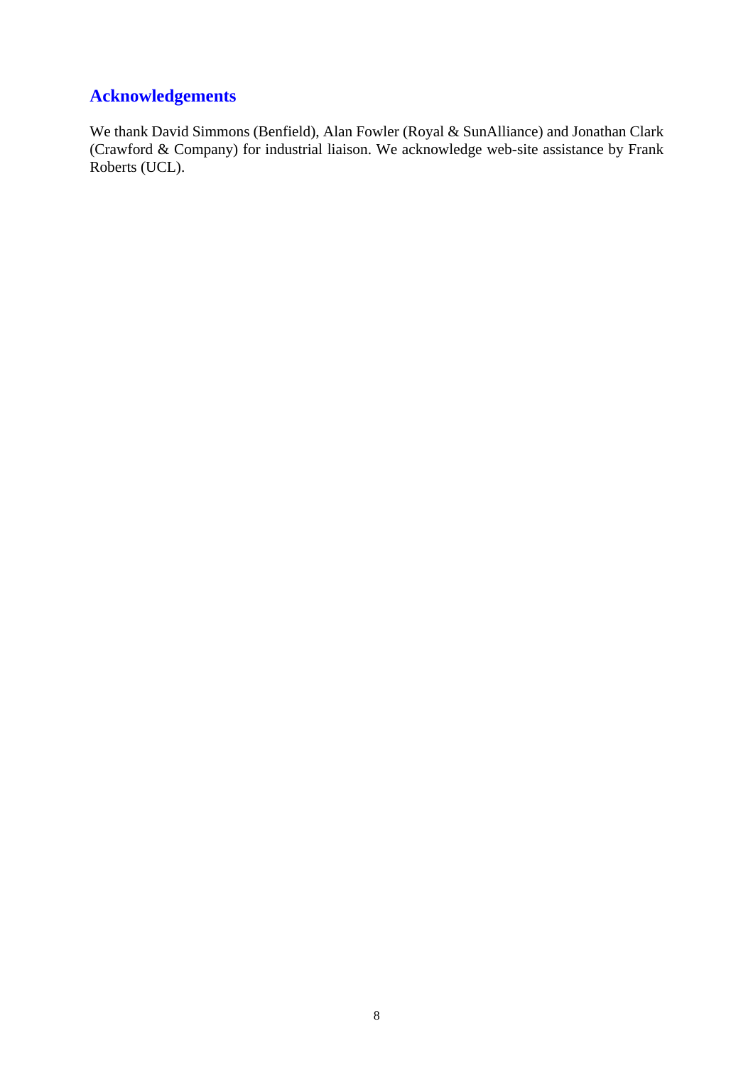## Acknowledgements

We thank David Simmons (Benfield), Alan Fowler (Royal & SunAlliance) and Jonathan Clark (Crawford & Company) for industrial liaison. We acknowledge web-site assistance by Frank Roberts (UCL).